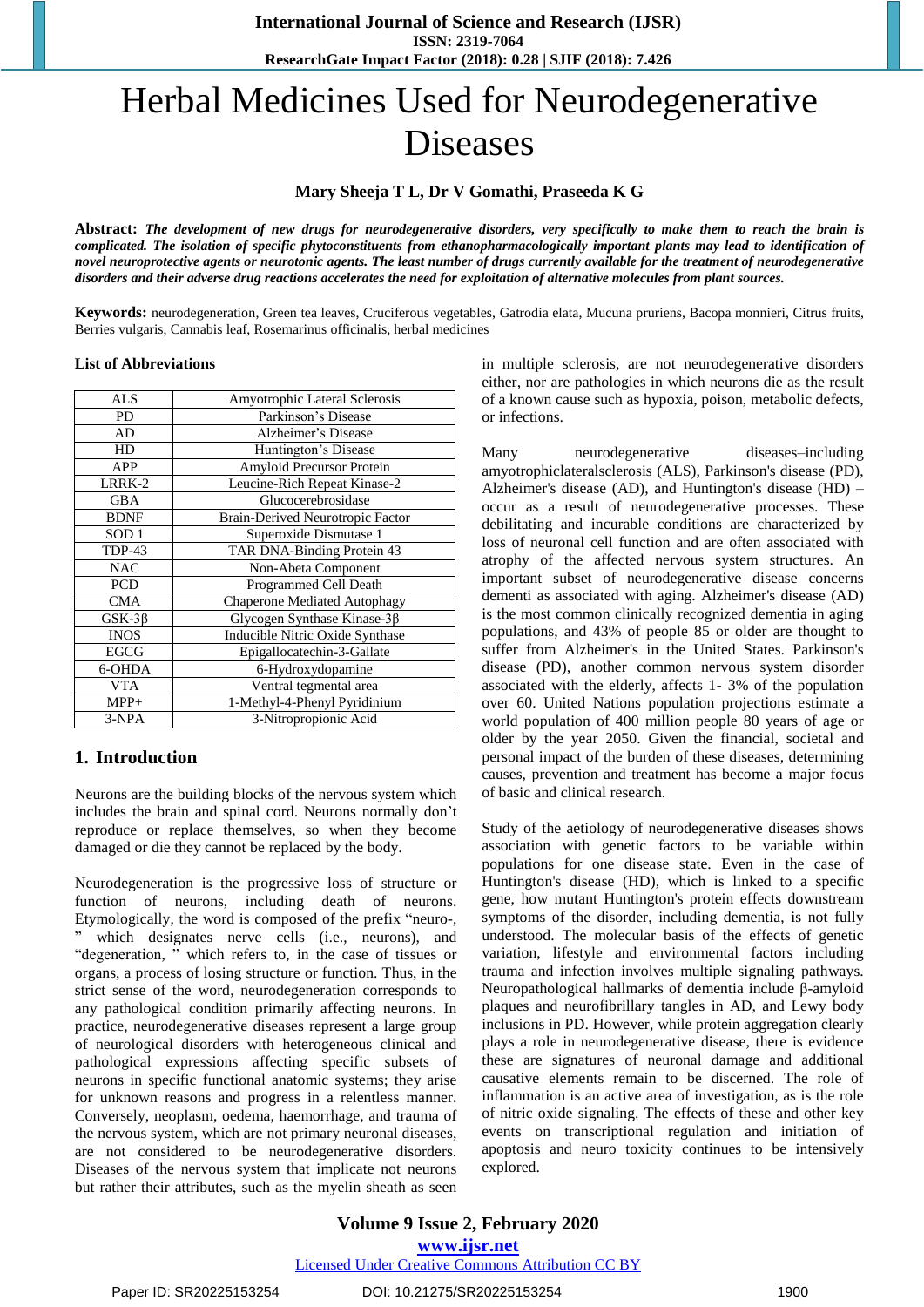# Herbal Medicines Used for Neurodegenerative Diseases

**Mary Sheeja T L, Dr V Gomathi, Praseeda K G**

**Abstract:** ***The development of new drugs for neurodegenerative disorders, very specifically to make them to reach the brain is complicated. The isolation of specific phytoconstituents from ethanopharmacologically important plants may lead to identification of novel neuroprotective agents or neurotonic agents. The least number of drugs currently available for the treatment of neurodegenerative disorders and their adverse drug reactions accelerates the need for exploitation of alternative molecules from plant sources.***

**Keywords:** neurodegeneration, Green tea leaves, Cruciferous vegetables, Gatrodia elata, Mucuna pruriens, Bacopa monnieri, Citrus fruits, Berries vulgaris, Cannabis leaf, Rosemarinus officinalis, herbal medicines

**List of Abbreviations**

| | |
|---|---|
| ALS | Amyotrophic Lateral Sclerosis |
| PD | Parkinson's Disease |
| AD | Alzheimer's Disease |
| HD | Huntington's Disease |
| APP | Amyloid Precursor Protein |
| LRRK-2 | Leucine-Rich Repeat Kinase-2 |
| GBA | Glucocerebrosidase |
| BDNF | Brain-Derived Neurotropic Factor |
| SOD 1 | Superoxide Dismutase 1 |
| TDP-43 | TAR DNA-Binding Protein 43 |
| NAC | Non-Abeta Component |
| PCD | Programmed Cell Death |
| CMA | Chaperone Mediated Autophagy |
| GSK-3β | Glycogen Synthase Kinase-3β |
| INOS | Inducible Nitric Oxide Synthase |
| EGCG | Epigallocatechin-3-Gallate |
| 6-OHDA | 6-Hydroxydopamine |
| VTA | Ventral tegmental area |
| MPP+ | 1-Methyl-4-Phenyl Pyridinium |
| 3-NPA | 3-Nitropropionic Acid |

## 1. Introduction

Neurons are the building blocks of the nervous system which includes the brain and spinal cord. Neurons normally don't reproduce or replace themselves, so when they become damaged or die they cannot be replaced by the body.

Neurodegeneration is the progressive loss of structure or function of neurons, including death of neurons. Etymologically, the word is composed of the prefix "neuro-, " which designates nerve cells (i.e., neurons), and "degeneration, " which refers to, in the case of tissues or organs, a process of losing structure or function. Thus, in the strict sense of the word, neurodegeneration corresponds to any pathological condition primarily affecting neurons. In practice, neurodegenerative diseases represent a large group of neurological disorders with heterogeneous clinical and pathological expressions affecting specific subsets of neurons in specific functional anatomic systems; they arise for unknown reasons and progress in a relentless manner. Conversely, neoplasm, oedema, haemorrhage, and trauma of the nervous system, which are not primary neuronal diseases, are not considered to be neurodegenerative disorders. Diseases of the nervous system that implicate not neurons but rather their attributes, such as the myelin sheath as seen in multiple sclerosis, are not neurodegenerative disorders either, nor are pathologies in which neurons die as the result of a known cause such as hypoxia, poison, metabolic defects, or infections.

Many neurodegenerative diseases–including amyotrophicla­teralsclerosis (ALS), Parkinson's disease (PD), Alzheimer's disease (AD), and Huntington's disease (HD) – occur as a result of neurodegenerative processes. These debilitating and incurable conditions are characterized by loss of neuronal cell function and are often associated with atrophy of the affected nervous system structures. An important subset of neurodegenerative disease concerns dementi as associated with aging. Alzheimer's disease (AD) is the most common clinically recognized dementia in aging populations, and 43% of people 85 or older are thought to suffer from Alzheimer's in the United States. Parkinson's disease (PD), another common nervous system disorder associated with the elderly, affects 1- 3% of the population over 60. United Nations population projections estimate a world population of 400 million people 80 years of age or older by the year 2050. Given the financial, societal and personal impact of the burden of these diseases, determining causes, prevention and treatment has become a major focus of basic and clinical research.

Study of the aetiology of neurodegenerative diseases shows association with genetic factors to be variable within populations for one disease state. Even in the case of Huntington's disease (HD), which is linked to a specific gene, how mutant Huntington's protein effects downstream symptoms of the disorder, including dementia, is not fully understood. The molecular basis of the effects of genetic variation, lifestyle and environmental factors including trauma and infection involves multiple signaling pathways. Neuropathological hallmarks of dementia include β-amyloid plaques and neurofibrillary tangles in AD, and Lewy body inclusions in PD. However, while protein aggregation clearly plays a role in neurodegenerative disease, there is evidence these are signatures of neuronal damage and additional causative elements remain to be discerned. The role of inflammation is an active area of investigation, as is the role of nitric oxide signaling. The effects of these and other key events on transcriptional regulation and initiation of apoptosis and neuro toxicity continues to be intensively explored.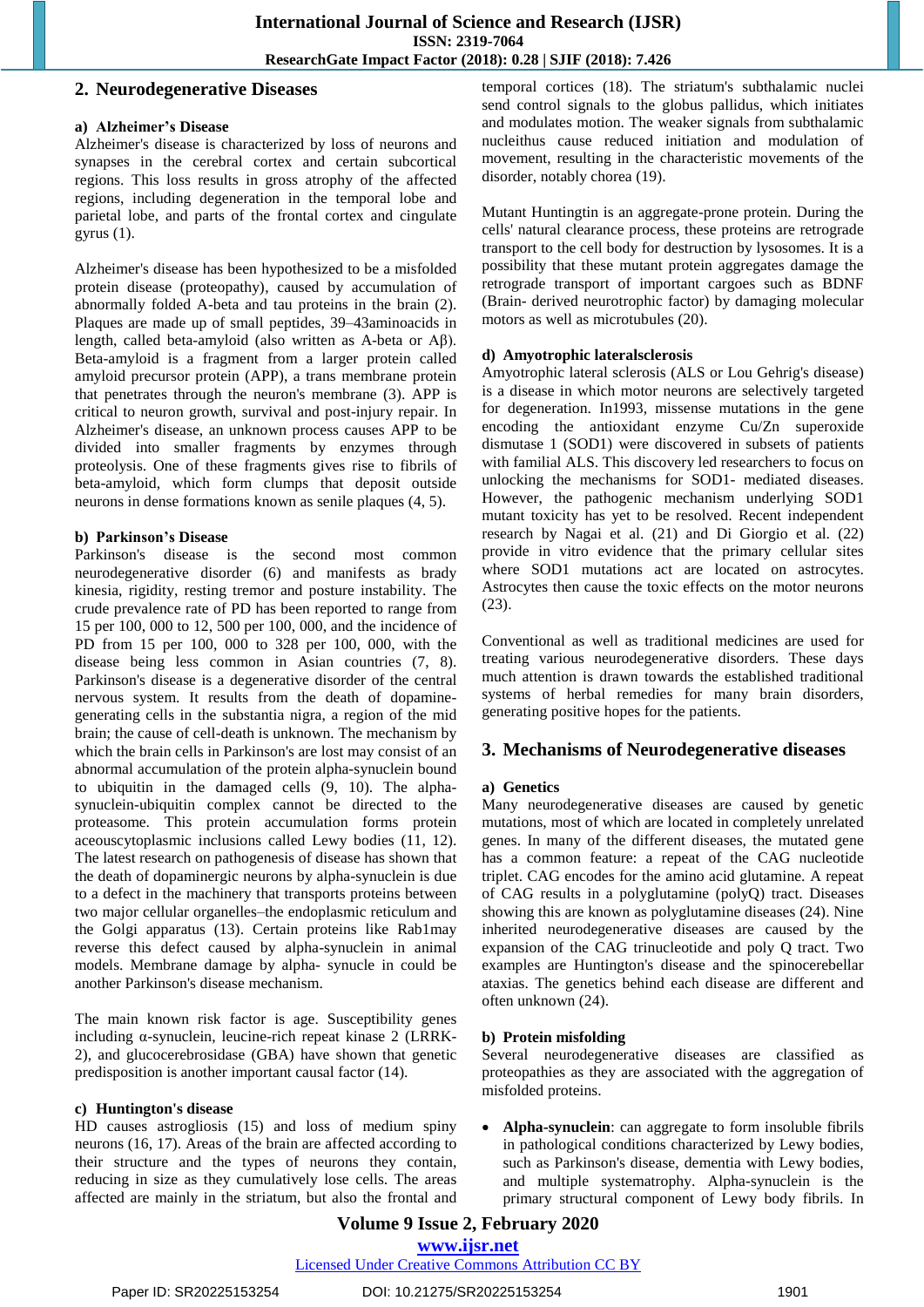## 2. Neurodegenerative Diseases

### a) Alzheimer's Disease

Alzheimer's disease is characterized by loss of neurons and synapses in the cerebral cortex and certain subcortical regions. This loss results in gross atrophy of the affected regions, including degeneration in the temporal lobe and parietal lobe, and parts of the frontal cortex and cingulate gyrus (1).

Alzheimer's disease has been hypothesized to be a misfolded protein disease (proteopathy), caused by accumulation of abnormally folded A-beta and tau proteins in the brain (2). Plaques are made up of small peptides, 39–43aminoacids in length, called beta-amyloid (also written as A-beta or Aβ). Beta-amyloid is a fragment from a larger protein called amyloid precursor protein (APP), a trans membrane protein that penetrates through the neuron's membrane (3). APP is critical to neuron growth, survival and post-injury repair. In Alzheimer's disease, an unknown process causes APP to be divided into smaller fragments by enzymes through proteolysis. One of these fragments gives rise to fibrils of beta-amyloid, which form clumps that deposit outside neurons in dense formations known as senile plaques (4, 5).

### b) Parkinson's Disease

Parkinson's disease is the second most common neurodegenerative disorder (6) and manifests as brady kinesia, rigidity, resting tremor and posture instability. The crude prevalence rate of PD has been reported to range from 15 per 100, 000 to 12, 500 per 100, 000, and the incidence of PD from 15 per 100, 000 to 328 per 100, 000, with the disease being less common in Asian countries (7, 8). Parkinson's disease is a degenerative disorder of the central nervous system. It results from the death of dopamine-generating cells in the substantia nigra, a region of the mid brain; the cause of cell-death is unknown. The mechanism by which the brain cells in Parkinson's are lost may consist of an abnormal accumulation of the protein alpha-synuclein bound to ubiquitin in the damaged cells (9, 10). The alpha-synuclein-ubiquitin complex cannot be directed to the proteasome. This protein accumulation forms protein aceouscytoplasmic inclusions called Lewy bodies (11, 12). The latest research on pathogenesis of disease has shown that the death of dopaminergic neurons by alpha-synuclein is due to a defect in the machinery that transports proteins between two major cellular organelles–the endoplasmic reticulum and the Golgi apparatus (13). Certain proteins like Rab1may reverse this defect caused by alpha-synuclein in animal models. Membrane damage by alpha- synucle in could be another Parkinson's disease mechanism.

The main known risk factor is age. Susceptibility genes including α-synuclein, leucine-rich repeat kinase 2 (LRRK-2), and glucocerebrosidase (GBA) have shown that genetic predisposition is another important causal factor (14).

### c) Huntington's disease

HD causes astrogliosis (15) and loss of medium spiny neurons (16, 17). Areas of the brain are affected according to their structure and the types of neurons they contain, reducing in size as they cumulatively lose cells. The areas affected are mainly in the striatum, but also the frontal and temporal cortices (18). The striatum's subthalamic nuclei send control signals to the globus pallidus, which initiates and modulates motion. The weaker signals from subthalamic nucleithus cause reduced initiation and modulation of movement, resulting in the characteristic movements of the disorder, notably chorea (19).

Mutant Huntingtin is an aggregate-prone protein. During the cells' natural clearance process, these proteins are retrograde transport to the cell body for destruction by lysosomes. It is a possibility that these mutant protein aggregates damage the retrograde transport of important cargoes such as BDNF (Brain- derived neurotrophic factor) by damaging molecular motors as well as microtubules (20).

### d) Amyotrophic lateralsclerosis

Amyotrophic lateral sclerosis (ALS or Lou Gehrig's disease) is a disease in which motor neurons are selectively targeted for degeneration. In1993, missense mutations in the gene encoding the antioxidant enzyme Cu/Zn superoxide dismutase 1 (SOD1) were discovered in subsets of patients with familial ALS. This discovery led researchers to focus on unlocking the mechanisms for SOD1- mediated diseases. However, the pathogenic mechanism underlying SOD1 mutant toxicity has yet to be resolved. Recent independent research by Nagai et al. (21) and Di Giorgio et al. (22) provide in vitro evidence that the primary cellular sites where SOD1 mutations act are located on astrocytes. Astrocytes then cause the toxic effects on the motor neurons (23).

Conventional as well as traditional medicines are used for treating various neurodegenerative disorders. These days much attention is drawn towards the established traditional systems of herbal remedies for many brain disorders, generating positive hopes for the patients.

## 3. Mechanisms of Neurodegenerative diseases

### a) Genetics

Many neurodegenerative diseases are caused by genetic mutations, most of which are located in completely unrelated genes. In many of the different diseases, the mutated gene has a common feature: a repeat of the CAG nucleotide triplet. CAG encodes for the amino acid glutamine. A repeat of CAG results in a polyglutamine (polyQ) tract. Diseases showing this are known as polyglutamine diseases (24). Nine inherited neurodegenerative diseases are caused by the expansion of the CAG trinucleotide and poly Q tract. Two examples are Huntington's disease and the spinocerebellar ataxias. The genetics behind each disease are different and often unknown (24).

### b) Protein misfolding

Several neurodegenerative diseases are classified as proteopathies as they are associated with the aggregation of misfolded proteins.

- **Alpha-synuclein**: can aggregate to form insoluble fibrils in pathological conditions characterized by Lewy bodies, such as Parkinson's disease, dementia with Lewy bodies, and multiple systematrophy. Alpha-synuclein is the primary structural component of Lewy body fibrils. In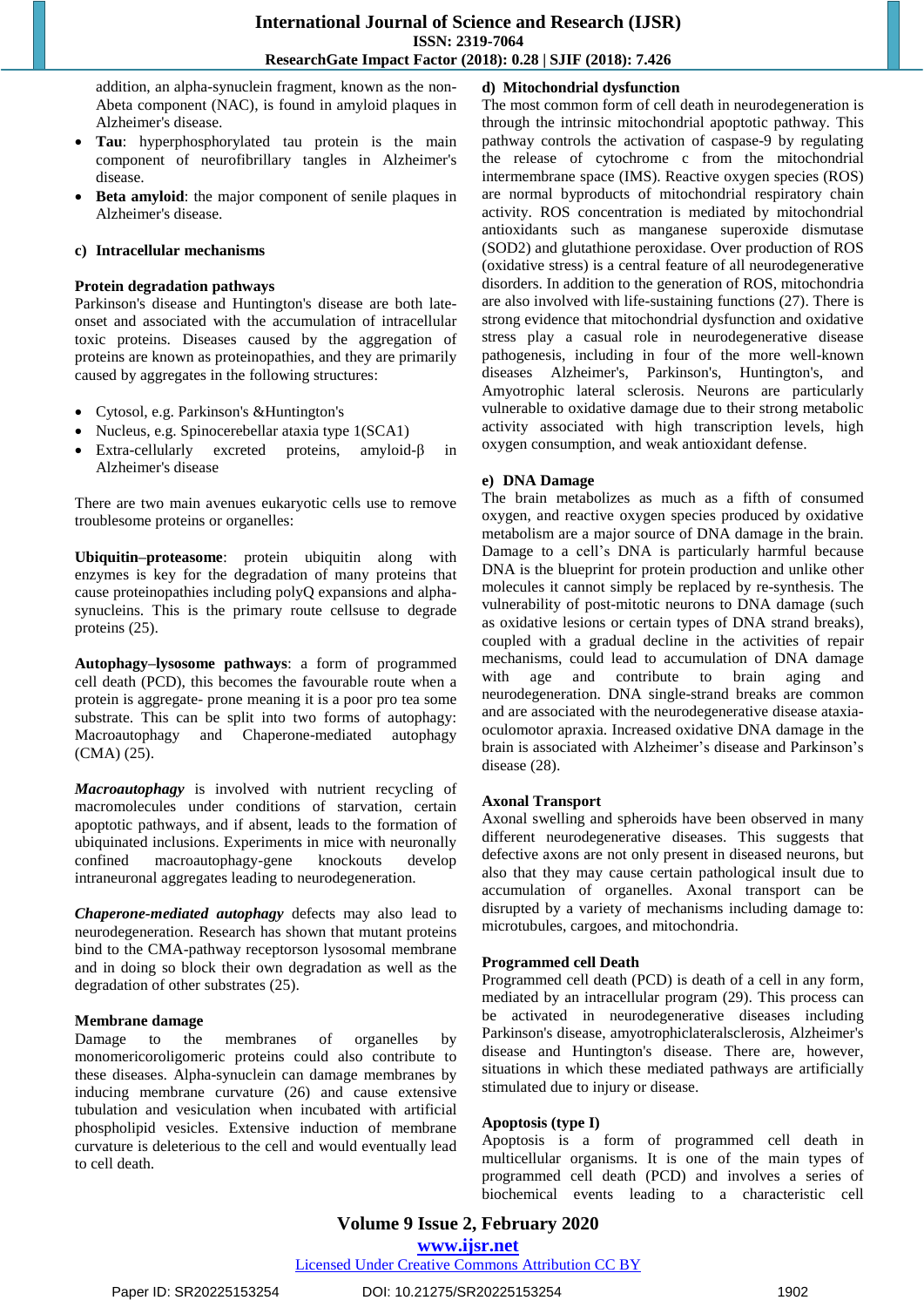addition, an alpha-synuclein fragment, known as the non-Abeta component (NAC), is found in amyloid plaques in Alzheimer's disease.

- **Tau**: hyperphosphorylated tau protein is the main component of neurofibrillary tangles in Alzheimer's disease.
- **Beta amyloid**: the major component of senile plaques in Alzheimer's disease.

### c) Intracellular mechanisms

**Protein degradation pathways**

Parkinson's disease and Huntington's disease are both late-onset and associated with the accumulation of intracellular toxic proteins. Diseases caused by the aggregation of proteins are known as proteinopathies, and they are primarily caused by aggregates in the following structures:

- Cytosol, e.g. Parkinson's &Huntington's
- Nucleus, e.g. Spinocerebellar ataxia type 1(SCA1)
- Extra-cellularly excreted proteins, amyloid-β in Alzheimer's disease

There are two main avenues eukaryotic cells use to remove troublesome proteins or organelles:

**Ubiquitin–proteasome**: protein ubiquitin along with enzymes is key for the degradation of many proteins that cause proteinopathies including polyQ expansions and alpha-synucleins. This is the primary route cellsuse to degrade proteins (25).

**Autophagy–lysosome pathways**: a form of programmed cell death (PCD), this becomes the favourable route when a protein is aggregate- prone meaning it is a poor pro tea some substrate. This can be split into two forms of autophagy: Macroautophagy and Chaperone-mediated autophagy (CMA) (25).

***Macroautophagy*** is involved with nutrient recycling of macromolecules under conditions of starvation, certain apoptotic pathways, and if absent, leads to the formation of ubiquinated inclusions. Experiments in mice with neuronally confined macroautophagy-gene knockouts develop intraneuronal aggregates leading to neurodegeneration.

***Chaperone-mediated autophagy*** defects may also lead to neurodegeneration. Research has shown that mutant proteins bind to the CMA-pathway receptorson lysosomal membrane and in doing so block their own degradation as well as the degradation of other substrates (25).

**Membrane damage**

Damage to the membranes of organelles by monomericoroligomeric proteins could also contribute to these diseases. Alpha-synuclein can damage membranes by inducing membrane curvature (26) and cause extensive tubulation and vesiculation when incubated with artificial phospholipid vesicles. Extensive induction of membrane curvature is deleterious to the cell and would eventually lead to cell death.

### d) Mitochondrial dysfunction

The most common form of cell death in neurodegeneration is through the intrinsic mitochondrial apoptotic pathway. This pathway controls the activation of caspase-9 by regulating the release of cytochrome c from the mitochondrial intermembrane space (IMS). Reactive oxygen species (ROS) are normal byproducts of mitochondrial respiratory chain activity. ROS concentration is mediated by mitochondrial antioxidants such as manganese superoxide dismutase (SOD2) and glutathione peroxidase. Over production of ROS (oxidative stress) is a central feature of all neurodegenerative disorders. In addition to the generation of ROS, mitochondria are also involved with life-sustaining functions (27). There is strong evidence that mitochondrial dysfunction and oxidative stress play a casual role in neurodegenerative disease pathogenesis, including in four of the more well-known diseases Alzheimer's, Parkinson's, Huntington's, and Amyotrophic lateral sclerosis. Neurons are particularly vulnerable to oxidative damage due to their strong metabolic activity associated with high transcription levels, high oxygen consumption, and weak antioxidant defense.

### e) DNA Damage

The brain metabolizes as much as a fifth of consumed oxygen, and reactive oxygen species produced by oxidative metabolism are a major source of DNA damage in the brain. Damage to a cell's DNA is particularly harmful because DNA is the blueprint for protein production and unlike other molecules it cannot simply be replaced by re-synthesis. The vulnerability of post-mitotic neurons to DNA damage (such as oxidative lesions or certain types of DNA strand breaks), coupled with a gradual decline in the activities of repair mechanisms, could lead to accumulation of DNA damage with age and contribute to brain aging and neurodegeneration. DNA single-strand breaks are common and are associated with the neurodegenerative disease ataxia-oculomotor apraxia. Increased oxidative DNA damage in the brain is associated with Alzheimer's disease and Parkinson's disease (28).

**Axonal Transport**

Axonal swelling and spheroids have been observed in many different neurodegenerative diseases. This suggests that defective axons are not only present in diseased neurons, but also that they may cause certain pathological insult due to accumulation of organelles. Axonal transport can be disrupted by a variety of mechanisms including damage to: microtubules, cargoes, and mitochondria.

**Programmed cell Death**

Programmed cell death (PCD) is death of a cell in any form, mediated by an intracellular program (29). This process can be activated in neurodegenerative diseases including Parkinson's disease, amyotrophiclateralsclerosis, Alzheimer's disease and Huntington's disease. There are, however, situations in which these mediated pathways are artificially stimulated due to injury or disease.

**Apoptosis (type I)**

Apoptosis is a form of programmed cell death in multicellular organisms. It is one of the main types of programmed cell death (PCD) and involves a series of biochemical events leading to a characteristic cell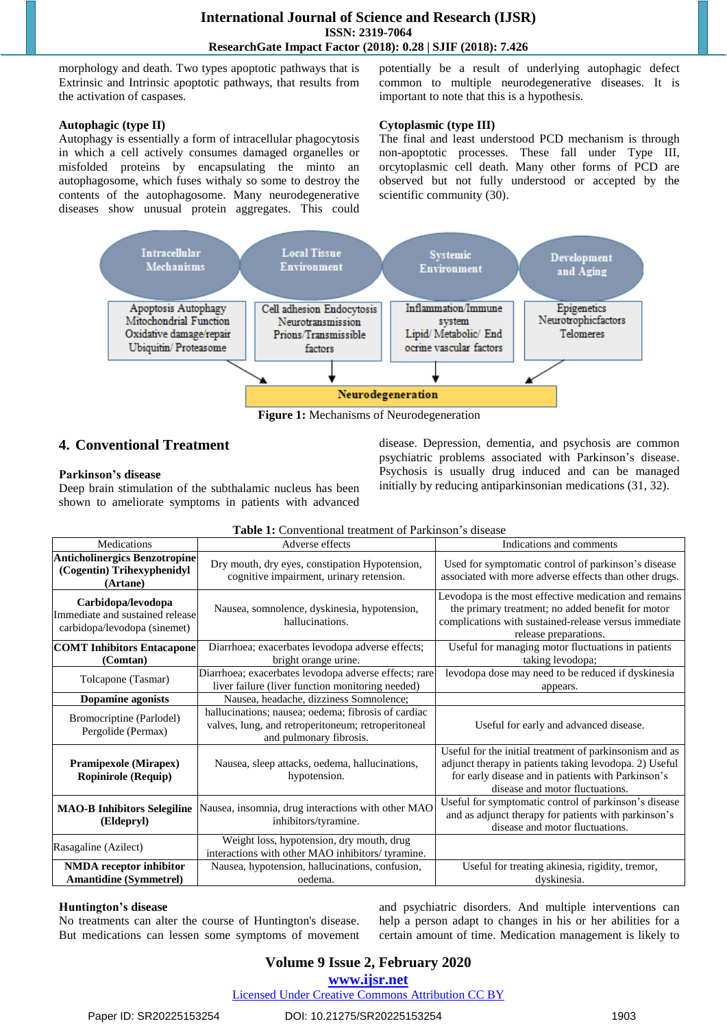morphology and death. Two types apoptotic pathways that is Extrinsic and Intrinsic apoptotic pathways, that results from the activation of caspases.

**Autophagic (type II)**

Autophagic is essentially a form of intracellular phagocytosis in which a cell actively consumes damaged organelles or misfolded proteins by encapsulating the minto an autophagosome, which fuses withaly so some to destroy the contents of the autophagosome. Many neurodegenerative diseases show unusual protein aggregates. This could potentially be a result of underlying autophagic defect common to multiple neurodegenerative diseases. It is important to note that this is a hypothesis.

**Cytoplasmic (type III)**

The final and least understood PCD mechanism is through non-apoptotic processes. These fall under Type III, orcytoplasmic cell death. Many other forms of PCD are observed but not fully understood or accepted by the scientific community (30).

Intracellular Mechanisms: Apoptosis Autophagy, Mitochondrial Function, Oxidative damage/repair, Ubiquitin/ Proteasome

Local Tissue Environment: Cell adhesion Endocytosis, Neurotransmission, Prions/Transmissible factors

Systemic Environment: Inflammation/Immune system, Lipid/ Metabolic/ Endocrine vascular factors

Development and Aging: Epigenetics, Neurotrophicfactors, Telomeres

→ Neurodegeneration

**Figure 1:** Mechanisms of Neurodegeneration

## 4. Conventional Treatment

**Parkinson's disease**

Deep brain stimulation of the subthalamic nucleus has been shown to ameliorate symptoms in patients with advanced disease. Depression, dementia, and psychosis are common psychiatric problems associated with Parkinson's disease. Psychosis is usually drug induced and can be managed initially by reducing antiparkinsonian medications (31, 32).

**Table 1:** Conventional treatment of Parkinson's disease

| Medications | Adverse effects | Indications and comments |
|---|---|---|
| **Anticholinergics Benzotropine (Cogentin) Trihexyphenidyl (Artane)** | Dry mouth, dry eyes, constipation Hypotension, cognitive impairment, urinary retention. | Used for symptomatic control of parkinson's disease associated with more adverse effects than other drugs. |
| **Carbidopa/levodopa** Immediate and sustained release carbidopa/levodopa (sinemet) | Nausea, somnolence, dyskinesia, hypotension, hallucinations. | Levodopa is the most effective medication and remains the primary treatment; no added benefit for motor complications with sustained-release versus immediate release preparations. |
| **COMT Inhibitors Entacapone (Comtan)** | Diarrhoea; exacerbates levodopa adverse effects; bright orange urine. | Useful for managing motor fluctuations in patients taking levodopa; |
| Tolcapone (Tasmar) | Diarrhoea; exacerbates levodopa adverse effects; rare liver failure (liver function monitoring needed) | levodopa dose may need to be reduced if dyskinesia appears. |
| **Dopamine agonists** | Nausea, headache, dizziness Somnolence; | |
| Bromocriptine (Parlodel) Pergolide (Permax) | hallucinations; nausea; oedema; fibrosis of cardiac valves, lung, and retroperitoneum; retroperitoneal and pulmonary fibrosis. | Useful for early and advanced disease. |
| **Pramipexole (Mirapex) Ropinirole (Requip)** | Nausea, sleep attacks, oedema, hallucinations, hypotension. | Useful for the initial treatment of parkinsonism and as adjunct therapy in patients taking levodopa. 2) Useful for early disease and in patients with Parkinson's disease and motor fluctuations. |
| **MAO-B Inhibitors Selegiline (Eldepryl)** | Nausea, insomnia, drug interactions with other MAO inhibitors/tyramine. | Useful for symptomatic control of parkinson's disease and as adjunct therapy for patients with parkinson's disease and motor fluctuations. |
| Rasagaline (Azilect) | Weight loss, hypotension, dry mouth, drug interactions with other MAO inhibitors/ tyramine. | |
| **NMDA receptor inhibitor Amantidine (Symmetrel)** | Nausea, hypotension, hallucinations, confusion, oedema. | Useful for treating akinesia, rigidity, tremor, dyskinesia. |

**Huntington's disease**

No treatments can alter the course of Huntington's disease. But medications can lessen some symptoms of movement and psychiatric disorders. And multiple interventions can help a person adapt to changes in his or her abilities for a certain amount of time. Medication management is likely to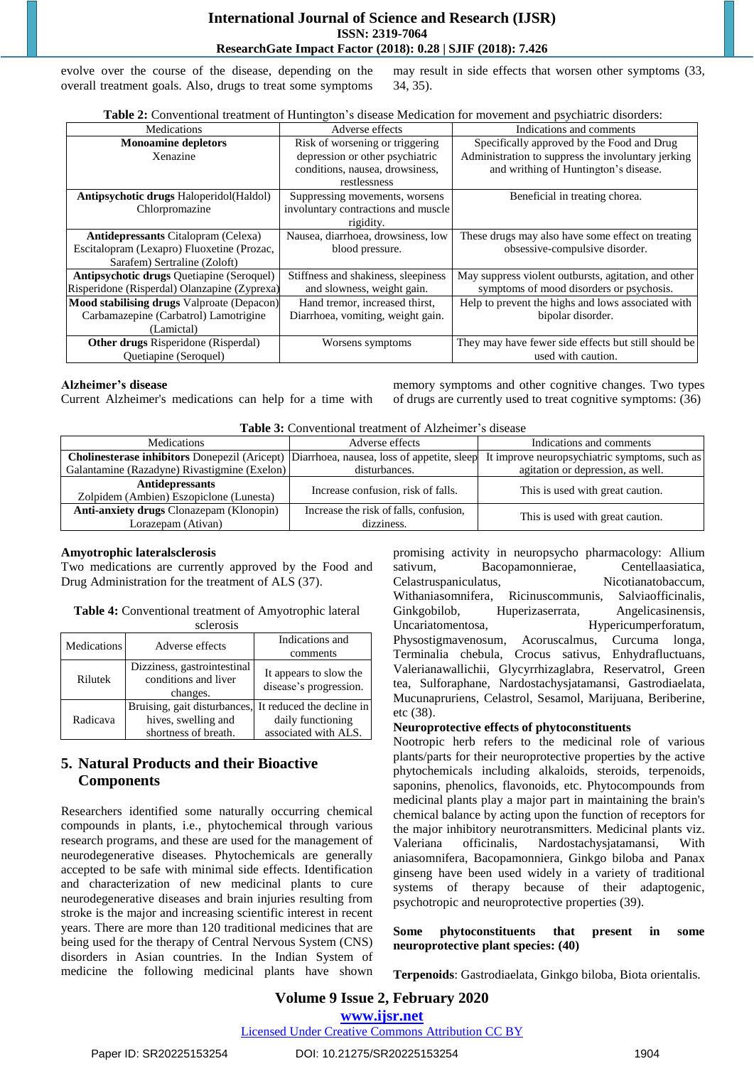evolve over the course of the disease, depending on the overall treatment goals. Also, drugs to treat some symptoms may result in side effects that worsen other symptoms (33, 34, 35).

**Table 2:** Conventional treatment of Huntington's disease Medication for movement and psychiatric disorders:

| Medications | Adverse effects | Indications and comments |
|---|---|---|
| **Monoamine depletors** Xenazine | Risk of worsening or triggering depression or other psychiatric conditions, nausea, drowsiness, restlessness | Specifically approved by the Food and Drug Administration to suppress the involuntary jerking and writhing of Huntington's disease. |
| **Antipsychotic drugs** Haloperidol(Haldol) Chlorpromazine | Suppressing movements, worsens involuntary contractions and muscle rigidity. | Beneficial in treating chorea. |
| **Antidepressants** Citalopram (Celexa) Escitalopram (Lexapro) Fluoxetine (Prozac, Sarafem) Sertraline (Zoloft) | Nausea, diarrhoea, drowsiness, low blood pressure. | These drugs may also have some effect on treating obsessive-compulsive disorder. |
| **Antipsychotic drugs** Quetiapine (Seroquel) Risperidone (Risperdal) Olanzapine (Zyprexa) | Stiffness and shakiness, sleepiness and slowness, weight gain. | May suppress violent outbursts, agitation, and other symptoms of mood disorders or psychosis. |
| **Mood stabilising drugs** Valproate (Depacon) Carbamazepine (Carbatrol) Lamotrigine (Lamictal) | Hand tremor, increased thirst, Diarrhoea, vomiting, weight gain. | Help to prevent the highs and lows associated with bipolar disorder. |
| **Other drugs** Risperidone (Risperdal) Quetiapine (Seroquel) | Worsens symptoms | They may have fewer side effects but still should be used with caution. |

**Alzheimer's disease**

Current Alzheimer's medications can help for a time with memory symptoms and other cognitive changes. Two types of drugs are currently used to treat cognitive symptoms: (36)

**Table 3:** Conventional treatment of Alzheimer's disease

| Medications | Adverse effects | Indications and comments |
|---|---|---|
| **Cholinesterase inhibitors** Donepezil (Aricept) Galantamine (Razadyne) Rivastigmine (Exelon) | Diarrhoea, nausea, loss of appetite, sleep disturbances. | It improve neuropsychiatric symptoms, such as agitation or depression, as well. |
| **Antidepressants** Zolpidem (Ambien) Eszopiclone (Lunesta) | Increase confusion, risk of falls. | This is used with great caution. |
| **Anti-anxiety drugs** Clonazepam (Klonopin) Lorazepam (Ativan) | Increase the risk of falls, confusion, dizziness. | This is used with great caution. |

**Amyotrophic lateralsclerosis**

Two medications are currently approved by the Food and Drug Administration for the treatment of ALS (37).

**Table 4:** Conventional treatment of Amyotrophic lateral sclerosis

| Medications | Adverse effects | Indications and comments |
|---|---|---|
| Rilutek | Dizziness, gastrointestinal conditions and liver changes. | It appears to slow the disease's progression. |
| Radicava | Bruising, gait disturbances, hives, swelling and shortness of breath. | It reduced the decline in daily functioning associated with ALS. |

## 5. Natural Products and their Bioactive Components

Researchers identified some naturally occurring chemical compounds in plants, i.e., phytochemical through various research programs, and these are used for the management of neurodegenerative diseases. Phytochemicals are generally accepted to be safe with minimal side effects. Identification and characterization of new medicinal plants to cure neurodegenerative diseases and brain injuries resulting from stroke is the major and increasing scientific interest in recent years. There are more than 120 traditional medicines that are being used for the therapy of Central Nervous System (CNS) disorders in Asian countries. In the Indian System of medicine the following medicinal plants have shown promising activity in neuropsycho pharmacology: Allium sativum, Bacopamonnierae, Centellaasiatica, Celastruspaniculatus, Nicotianatobaccum, Withaniasomnifera, Ricinuscommunis, Salviaofficinalis, Ginkgobilob, Huperizaserrata, Angelicasinensis, Uncariatomentosa, Hypericumperforatum, Physostigmavenosum, Acoruscalmus, Curcuma longa, Terminalia chebula, Crocus sativus, Enhydrafluctuans, Valerianawallichii, Glycyrrhizaglabra, Reservatrol, Green tea, Sulforaphane, Nardostachysjatamansi, Gastrodiaelata, Mucunapruriens, Celastrol, Sesamol, Marijuana, Beriberine, etc (38).

**Neuroprotective effects of phytoconstituents**

Nootropic herb refers to the medicinal role of various plants/parts for their neuroprotective properties by the active phytochemicals including alkaloids, steroids, terpenoids, saponins, phenolics, flavonoids, etc. Phytocompounds from medicinal plants play a major part in maintaining the brain's chemical balance by acting upon the function of receptors for the major inhibitory neurotransmitters. Medicinal plants viz. Valeriana officinalis, Nardostachysjatamansi, With aniasomnifera, Bacopamonniera, Ginkgo biloba and Panax ginseng have been used widely in a variety of traditional systems of therapy because of their adaptogenic, psychotropic and neuroprotective properties (39).

**Some phytoconstituents that present in some neuroprotective plant species: (40)**

**Terpenoids**: Gastrodiaelata, Ginkgo biloba, Biota orientalis.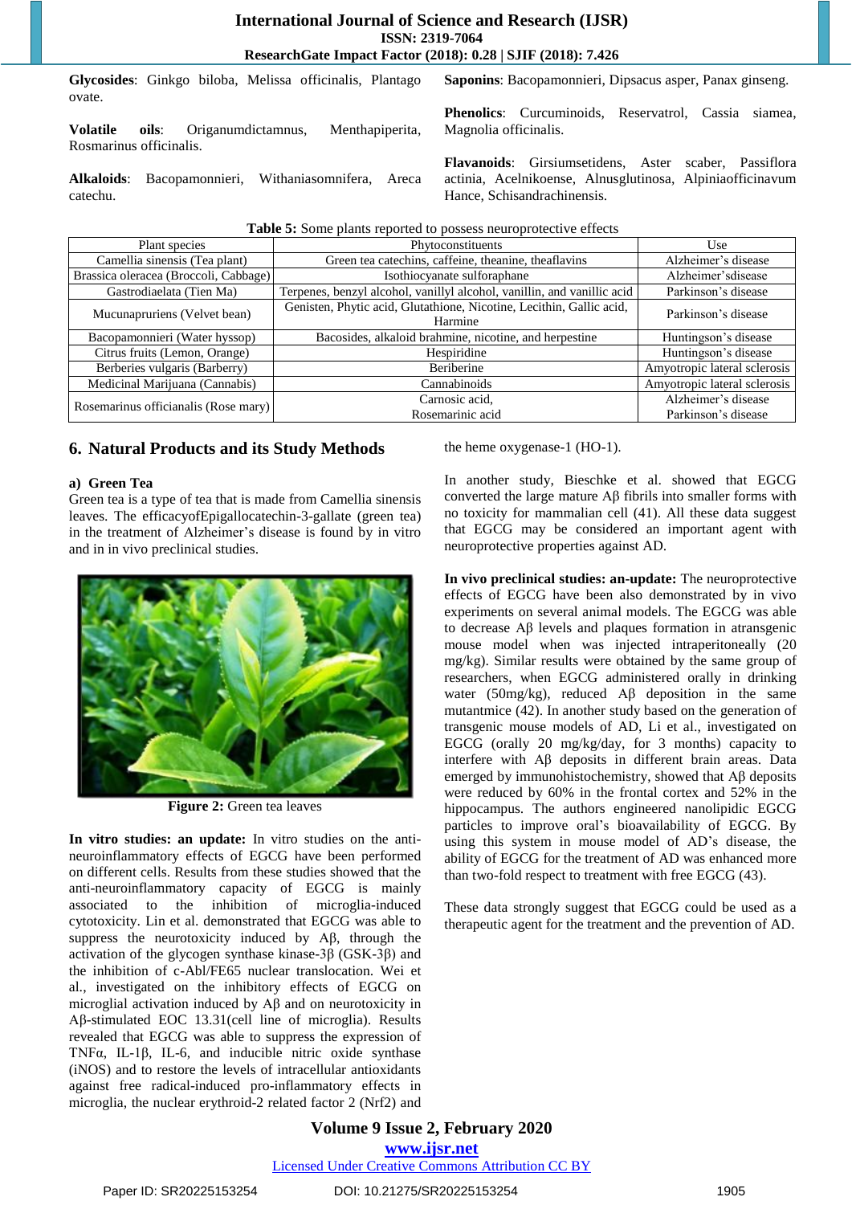**Glycosides**: Ginkgo biloba, Melissa officinalis, Plantago ovate.

**Volatile oils**: Origanumdictamnus, Menthapiperita, Rosmarinus officinalis.

**Alkaloids**: Bacopamonnieri, Withaniasomnifera, Areca catechu.

**Saponins**: Bacopamonnieri, Dipsacus asper, Panax ginseng.

**Phenolics**: Curcuminoids, Reservatrol, Cassia siamea, Magnolia officinalis.

**Flavanoids**: Girsiumsetidens, Aster scaber, Passiflora actinia, Acelnikoense, Alnusglutinosa, Alpiniaofficinavum Hance, Schisandrachinensis.

**Table 5:** Some plants reported to possess neuroprotective effects

| Plant species | Phytoconstituents | Use |
|---|---|---|
| Camellia sinensis (Tea plant) | Green tea catechins, caffeine, theanine, theaflavins | Alzheimer's disease |
| Brassica oleracea (Broccoli, Cabbage) | Isothiocyanate sulforaphane | Alzheimer'sdisease |
| Gastrodiaelata (Tien Ma) | Terpenes, benzyl alcohol, vanillyl alcohol, vanillin, and vanillic acid | Parkinson's disease |
| Mucunapruriens (Velvet bean) | Genisten, Phytic acid, Glutathione, Nicotine, Lecithin, Gallic acid, Harmine | Parkinson's disease |
| Bacopamonnieri (Water hyssop) | Bacosides, alkaloid brahmine, nicotine, and herpestine | Huntingson's disease |
| Citrus fruits (Lemon, Orange) | Hespiridine | Huntingson's disease |
| Berberies vulgaris (Barberry) | Beriberine | Amyotropic lateral sclerosis |
| Medicinal Marijuana (Cannabis) | Cannabinoids | Amyotropic lateral sclerosis |
| Rosemarinus officianalis (Rose mary) | Carnosic acid, Rosemarinic acid | Alzheimer's disease Parkinson's disease |

## 6. Natural Products and its Study Methods

### a) Green Tea

Green tea is a type of tea that is made from Camellia sinensis leaves. The efficacyofEpigallocatechin-3-gallate (green tea) in the treatment of Alzheimer's disease is found by in vitro and in in vivo preclinical studies.

**Figure 2:** Green tea leaves

**In vitro studies: an update:** In vitro studies on the anti-neuroinflammatory effects of EGCG have been performed on different cells. Results from these studies showed that the anti-neuroinflammatory capacity of EGCG is mainly associated to the inhibition of microglia-induced cytotoxicity. Lin et al. demonstrated that EGCG was able to suppress the neurotoxicity induced by Aβ, through the activation of the glycogen synthase kinase-3β (GSK-3β) and the inhibition of c-Abl/FE65 nuclear translocation. Wei et al., investigated on the inhibitory effects of EGCG on microglial activation induced by Aβ and on neurotoxicity in Aβ-stimulated EOC 13.31(cell line of microglia). Results revealed that EGCG was able to suppress the expression of TNFα, IL-1β, IL-6, and inducible nitric oxide synthase (iNOS) and to restore the levels of intracellular antioxidants against free radical-induced pro-inflammatory effects in microglia, the nuclear erythroid-2 related factor 2 (Nrf2) and the heme oxygenase-1 (HO-1).

In another study, Bieschke et al. showed that EGCG converted the large mature Aβ fibrils into smaller forms with no toxicity for mammalian cell (41). All these data suggest that EGCG may be considered an important agent with neuroprotective properties against AD.

**In vivo preclinical studies: an-update:** The neuroprotective effects of EGCG have been also demonstrated by in vivo experiments on several animal models. The EGCG was able to decrease Aβ levels and plaques formation in atransgenic mouse model when was injected intraperitoneally (20 mg/kg). Similar results were obtained by the same group of researchers, when EGCG administered orally in drinking water (50mg/kg), reduced Aβ deposition in the same mutantmice (42). In another study based on the generation of transgenic mouse models of AD, Li et al., investigated on EGCG (orally 20 mg/kg/day, for 3 months) capacity to interfere with Aβ deposits in different brain areas. Data emerged by immunohistochemistry, showed that Aβ deposits were reduced by 60% in the frontal cortex and 52% in the hippocampus. The authors engineered nanolipidic EGCG particles to improve oral's bioavailability of EGCG. By using this system in mouse model of AD's disease, the ability of EGCG for the treatment of AD was enhanced more than two-fold respect to treatment with free EGCG (43).

These data strongly suggest that EGCG could be used as a therapeutic agent for the treatment and the prevention of AD.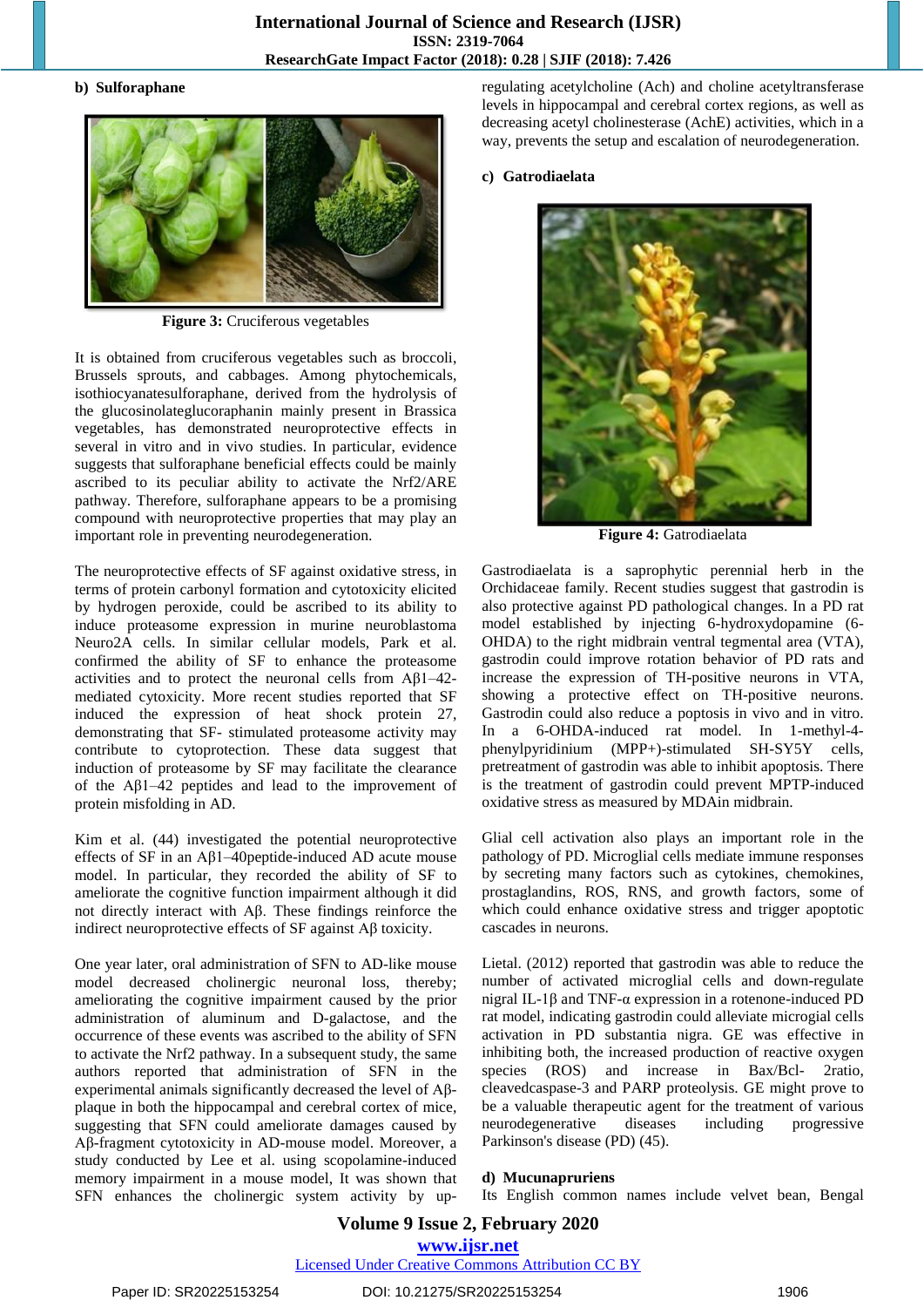#### b) Sulforaphane

Figure 3: Cruciferous vegetables

It is obtained from cruciferous vegetables such as broccoli, Brussels sprouts, and cabbages. Among phytochemicals, isothiocyanatesulforaphane, derived from the hydrolysis of the glucosinolateglucoraphanin mainly present in Brassica vegetables, has demonstrated neuroprotective effects in several in vitro and in vivo studies. In particular, evidence suggests that sulforaphane beneficial effects could be mainly ascribed to its peculiar ability to activate the Nrf2/ARE pathway. Therefore, sulforaphane appears to be a promising compound with neuroprotective properties that may play an important role in preventing neurodegeneration.

The neuroprotective effects of SF against oxidative stress, in terms of protein carbonyl formation and cytotoxicity elicited by hydrogen peroxide, could be ascribed to its ability to induce proteasome expression in murine neuroblastoma Neuro2A cells. In similar cellular models, Park et al. confirmed the ability of SF to enhance the proteasome activities and to protect the neuronal cells from Aβ1–42-mediated cytoxicity. More recent studies reported that SF induced the expression of heat shock protein 27, demonstrating that SF- stimulated proteasome activity may contribute to cytoprotection. These data suggest that induction of proteasome by SF may facilitate the clearance of the Aβ1–42 peptides and lead to the improvement of protein misfolding in AD.

Kim et al. (44) investigated the potential neuroprotective effects of SF in an Aβ1–40peptide-induced AD acute mouse model. In particular, they recorded the ability of SF to ameliorate the cognitive function impairment although it did not directly interact with Aβ. These findings reinforce the indirect neuroprotective effects of SF against Aβ toxicity.

One year later, oral administration of SFN to AD-like mouse model decreased cholinergic neuronal loss, thereby; ameliorating the cognitive impairment caused by the prior administration of aluminum and D-galactose, and the occurrence of these events was ascribed to the ability of SFN to activate the Nrf2 pathway. In a subsequent study, the same authors reported that administration of SFN in the experimental animals significantly decreased the level of Aβ-plaque in both the hippocampal and cerebral cortex of mice, suggesting that SFN could ameliorate damages caused by Aβ-fragment cytotoxicity in AD-mouse model. Moreover, a study conducted by Lee et al. using scopolamine-induced memory impairment in a mouse model, It was shown that SFN enhances the cholinergic system activity by up-regulating acetylcholine (Ach) and choline acetyltransferase levels in hippocampal and cerebral cortex regions, as well as decreasing acetyl cholinesterase (AchE) activities, which in a way, prevents the setup and escalation of neurodegeneration.

#### c) Gatrodiaelata

Figure 4: Gatrodiaelata

Gastrodiaelata is a saprophytic perennial herb in the Orchidaceae family. Recent studies suggest that gastrodin is also protective against PD pathological changes. In a PD rat model established by injecting 6-hydroxydopamine (6-OHDA) to the right midbrain ventral tegmental area (VTA), gastrodin could improve rotation behavior of PD rats and increase the expression of TH-positive neurons in VTA, showing a protective effect on TH-positive neurons. Gastrodin could also reduce a poptosis in vivo and in vitro. In a 6-OHDA-induced rat model. In 1-methyl-4-phenylpyridinium (MPP+)-stimulated SH-SY5Y cells, pretreatment of gastrodin was able to inhibit apoptosis. There is the treatment of gastrodin could prevent MPTP-induced oxidative stress as measured by MDAin midbrain.

Glial cell activation also plays an important role in the pathology of PD. Microglial cells mediate immune responses by secreting many factors such as cytokines, chemokines, prostaglandins, ROS, RNS, and growth factors, some of which could enhance oxidative stress and trigger apoptotic cascades in neurons.

Lietal. (2012) reported that gastrodin was able to reduce the number of activated microglial cells and down-regulate nigral IL-1β and TNF-α expression in a rotenone-induced PD rat model, indicating gastrodin could alleviate microglial cells activation in PD substantia nigra. GE was effective in inhibiting both, the increased production of reactive oxygen species (ROS) and increase in Bax/Bcl- 2ratio, cleavedcaspase-3 and PARP proteolysis. GE might prove to be a valuable therapeutic agent for the treatment of various neurodegenerative diseases including progressive Parkinson's disease (PD) (45).

#### d) Mucunapruriens

Its English common names include velvet bean, Bengal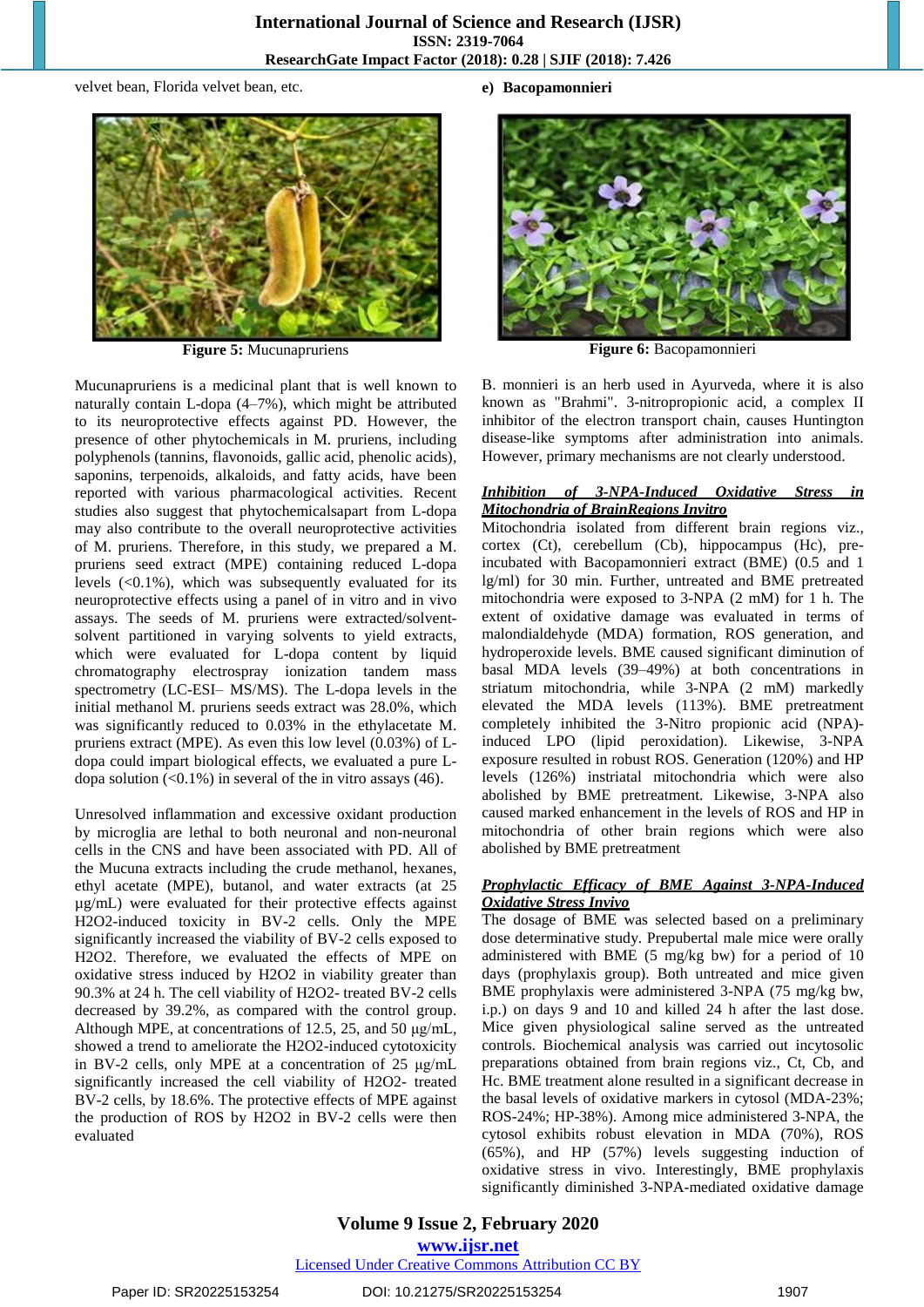velvet bean, Florida velvet bean, etc.

**Figure 5:** Mucunapruriens

Mucunapruriens is a medicinal plant that is well known to naturally contain L-dopa (4–7%), which might be attributed to its neuroprotective effects against PD. However, the presence of other phytochemicals in M. pruriens, including polyphenols (tannins, flavonoids, gallic acid, phenolic acids), saponins, terpenoids, alkaloids, and fatty acids, have been reported with various pharmacological activities. Recent studies also suggest that phytochemicalsapart from L-dopa may also contribute to the overall neuroprotective activities of M. pruriens. Therefore, in this study, we prepared a M. pruriens seed extract (MPE) containing reduced L-dopa levels (<0.1%), which was subsequently evaluated for its neuroprotective effects using a panel of in vitro and in vivo assays. The seeds of M. pruriens were extracted/solvent-solvent partitioned in varying solvents to yield extracts, which were evaluated for L-dopa content by liquid chromatography electrospray ionization tandem mass spectrometry (LC-ESI– MS/MS). The L-dopa levels in the initial methanol M. pruriens seeds extract was 28.0%, which was significantly reduced to 0.03% in the ethylacetate M. pruriens extract (MPE). As even this low level (0.03%) of L-dopa could impart biological effects, we evaluated a pure L-dopa solution (<0.1%) in several of the in vitro assays (46).

Unresolved inflammation and excessive oxidant production by microglia are lethal to both neuronal and non-neuronal cells in the CNS and have been associated with PD. All of the Mucuna extracts including the crude methanol, hexanes, ethyl acetate (MPE), butanol, and water extracts (at 25 μg/mL) were evaluated for their protective effects against H2O2-induced toxicity in BV-2 cells. Only the MPE significantly increased the viability of BV-2 cells exposed to H2O2. Therefore, we evaluated the effects of MPE on oxidative stress induced by H2O2 in viability greater than 90.3% at 24 h. The cell viability of H2O2- treated BV-2 cells decreased by 39.2%, as compared with the control group. Although MPE, at concentrations of 12.5, 25, and 50 μg/mL, showed a trend to ameliorate the H2O2-induced cytotoxicity in BV-2 cells, only MPE at a concentration of 25 μg/mL significantly increased the cell viability of H2O2- treated BV-2 cells, by 18.6%. The protective effects of MPE against the production of ROS by H2O2 in BV-2 cells were then evaluated

**e) Bacopamonnieri**

**Figure 6:** Bacopamonnieri

B. monnieri is an herb used in Ayurveda, where it is also known as "Brahmi". 3-nitropropionic acid, a complex II inhibitor of the electron transport chain, causes Huntington disease-like symptoms after administration into animals. However, primary mechanisms are not clearly understood.

***Inhibition of 3-NPA-Induced Oxidative Stress in Mitochondria of BrainRegions Invitro***

Mitochondria isolated from different brain regions viz., cortex (Ct), cerebellum (Cb), hippocampus (Hc), pre-incubated with Bacopamonnieri extract (BME) (0.5 and 1 lg/ml) for 30 min. Further, untreated and BME pretreated mitochondria were exposed to 3-NPA (2 mM) for 1 h. The extent of oxidative damage was evaluated in terms of malondialdehyde (MDA) formation, ROS generation, and hydroperoxide levels. BME caused significant diminution of basal MDA levels (39–49%) at both concentrations in striatum mitochondria, while 3-NPA (2 mM) markedly elevated the MDA levels (113%). BME pretreatment completely inhibited the 3-Nitro propionic acid (NPA)-induced LPO (lipid peroxidation). Likewise, 3-NPA exposure resulted in robust ROS. Generation (120%) and HP levels (126%) instriatal mitochondria which were also abolished by BME pretreatment. Likewise, 3-NPA also caused marked enhancement in the levels of ROS and HP in mitochondria of other brain regions which were also abolished by BME pretreatment

***Prophylactic Efficacy of BME Against 3-NPA-Induced Oxidative Stress Invivo***

The dosage of BME was selected based on a preliminary dose determinative study. Prepubertal male mice were orally administered with BME (5 mg/kg bw) for a period of 10 days (prophylaxis group). Both untreated and mice given BME prophylaxis were administered 3-NPA (75 mg/kg bw, i.p.) on days 9 and 10 and killed 24 h after the last dose. Mice given physiological saline served as the untreated controls. Biochemical analysis was carried out incytosolic preparations obtained from brain regions viz., Ct, Cb, and Hc. BME treatment alone resulted in a significant decrease in the basal levels of oxidative markers in cytosol (MDA-23%; ROS-24%; HP-38%). Among mice administered 3-NPA, the cytosol exhibits robust elevation in MDA (70%), ROS (65%), and HP (57%) levels suggesting induction of oxidative stress in vivo. Interestingly, BME prophylaxis significantly diminished 3-NPA-mediated oxidative damage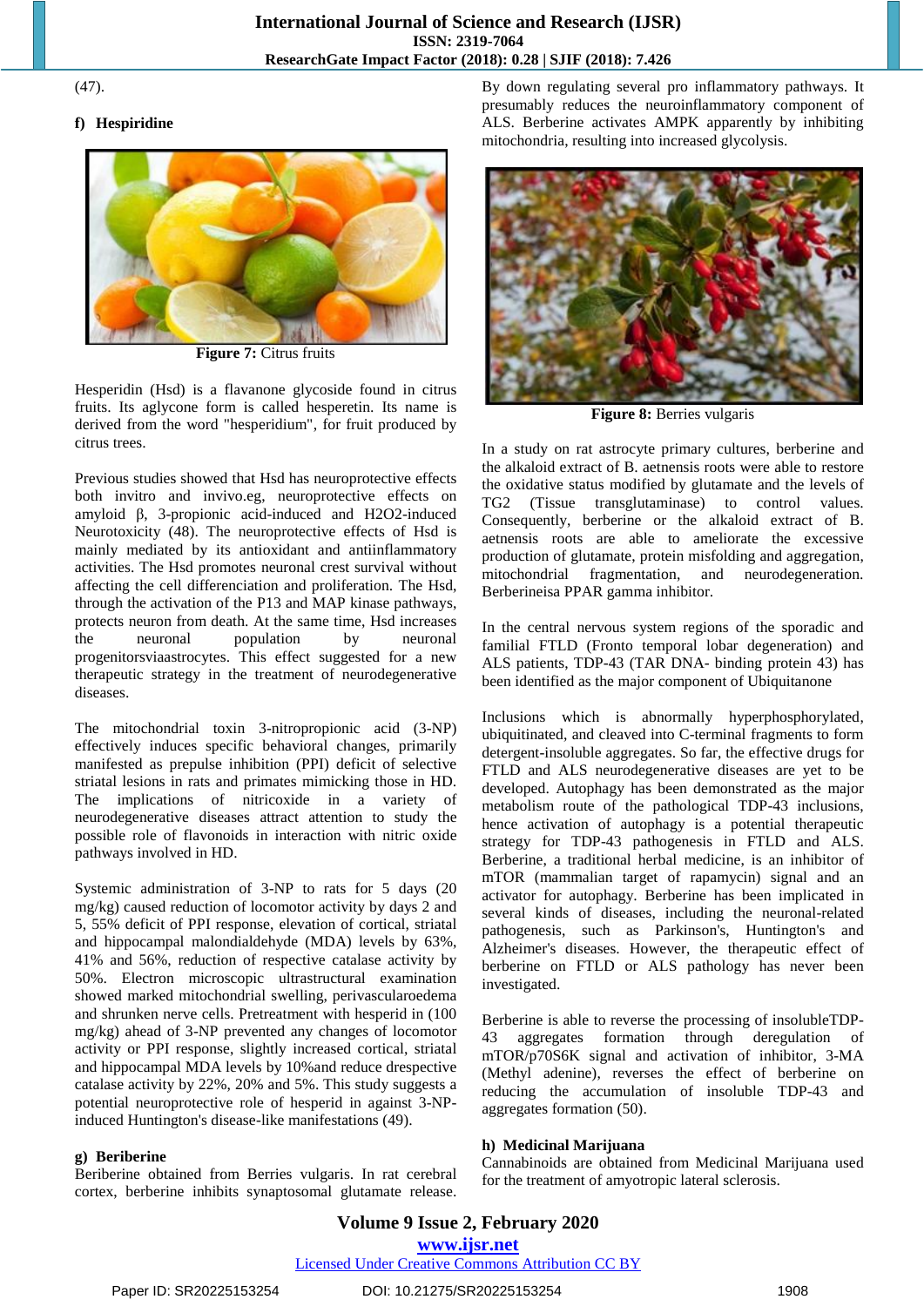(47).

### f) Hespiridine

Figure 7: Citrus fruits

Hesperidin (Hsd) is a flavanone glycoside found in citrus fruits. Its aglycone form is called hesperetin. Its name is derived from the word "hesperidium", for fruit produced by citrus trees.

Previous studies showed that Hsd has neuroprotective effects both invitro and invivo.eg, neuroprotective effects on amyloid β, 3-propionic acid-induced and H2O2-induced Neurotoxicity (48). The neuroprotective effects of Hsd is mainly mediated by its antioxidant and antiinflammatory activities. The Hsd promotes neuronal crest survival without affecting the cell differenciation and proliferation. The Hsd, through the activation of the P13 and MAP kinase pathways, protects neuron from death. At the same time, Hsd increases the neuronal population by neuronal progenitorsviaastrocytes. This effect suggested for a new therapeutic strategy in the treatment of neurodegenerative diseases.

The mitochondrial toxin 3-nitropropionic acid (3-NP) effectively induces specific behavioral changes, primarily manifested as prepulse inhibition (PPI) deficit of selective striatal lesions in rats and primates mimicking those in HD. The implications of nitricoxide in a variety of neurodegenerative diseases attract attention to study the possible role of flavonoids in interaction with nitric oxide pathways involved in HD.

Systemic administration of 3-NP to rats for 5 days (20 mg/kg) caused reduction of locomotor activity by days 2 and 5, 55% deficit of PPI response, elevation of cortical, striatal and hippocampal malondialdehyde (MDA) levels by 63%, 41% and 56%, reduction of respective catalase activity by 50%. Electron microscopic ultrastructural examination showed marked mitochondrial swelling, perivascularoedema and shrunken nerve cells. Pretreatment with hesperid in (100 mg/kg) ahead of 3-NP prevented any changes of locomotor activity or PPI response, slightly increased cortical, striatal and hippocampal MDA levels by 10%and reduce drespective catalase activity by 22%, 20% and 5%. This study suggests a potential neuroprotective role of hesperid in against 3-NP-induced Huntington's disease-like manifestations (49).

### g) Beriberine

Beriberine obtained from Berries vulgaris. In rat cerebral cortex, berberine inhibits synaptosomal glutamate release. By down regulating several pro inflammatory pathways. It presumably reduces the neuroinflammatory component of ALS. Berberine activates AMPK apparently by inhibiting mitochondria, resulting into increased glycolysis.

Figure 8: Berries vulgaris

In a study on rat astrocyte primary cultures, berberine and the alkaloid extract of B. aetnensis roots were able to restore the oxidative status modified by glutamate and the levels of TG2 (Tissue transglutaminase) to control values. Consequently, berberine or the alkaloid extract of B. aetnensis roots are able to ameliorate the excessive production of glutamate, protein misfolding and aggregation, mitochondrial fragmentation, and neurodegeneration. Berberineisa PPAR gamma inhibitor.

In the central nervous system regions of the sporadic and familial FTLD (Fronto temporal lobar degeneration) and ALS patients, TDP-43 (TAR DNA- binding protein 43) has been identified as the major component of Ubiquitanone

Inclusions which is abnormally hyperphosphorylated, ubiquitinated, and cleaved into C-terminal fragments to form detergent-insoluble aggregates. So far, the effective drugs for FTLD and ALS neurodegenerative diseases are yet to be developed. Autophagy has been demonstrated as the major metabolism route of the pathological TDP-43 inclusions, hence activation of autophagy is a potential therapeutic strategy for TDP-43 pathogenesis in FTLD and ALS. Berberine, a traditional herbal medicine, is an inhibitor of mTOR (mammalian target of rapamycin) signal and an activator for autophagy. Berberine has been implicated in several kinds of diseases, including the neuronal-related pathogenesis, such as Parkinson's, Huntington's and Alzheimer's diseases. However, the therapeutic effect of berberine on FTLD or ALS pathology has never been investigated.

Berberine is able to reverse the processing of insolubleTDP-43 aggregates formation through deregulation of mTOR/p70S6K signal and activation of inhibitor, 3-MA (Methyl adenine), reverses the effect of berberine on reducing the accumulation of insoluble TDP-43 and aggregates formation (50).

### h) Medicinal Marijuana

Cannabinoids are obtained from Medicinal Marijuana used for the treatment of amyotropic lateral sclerosis.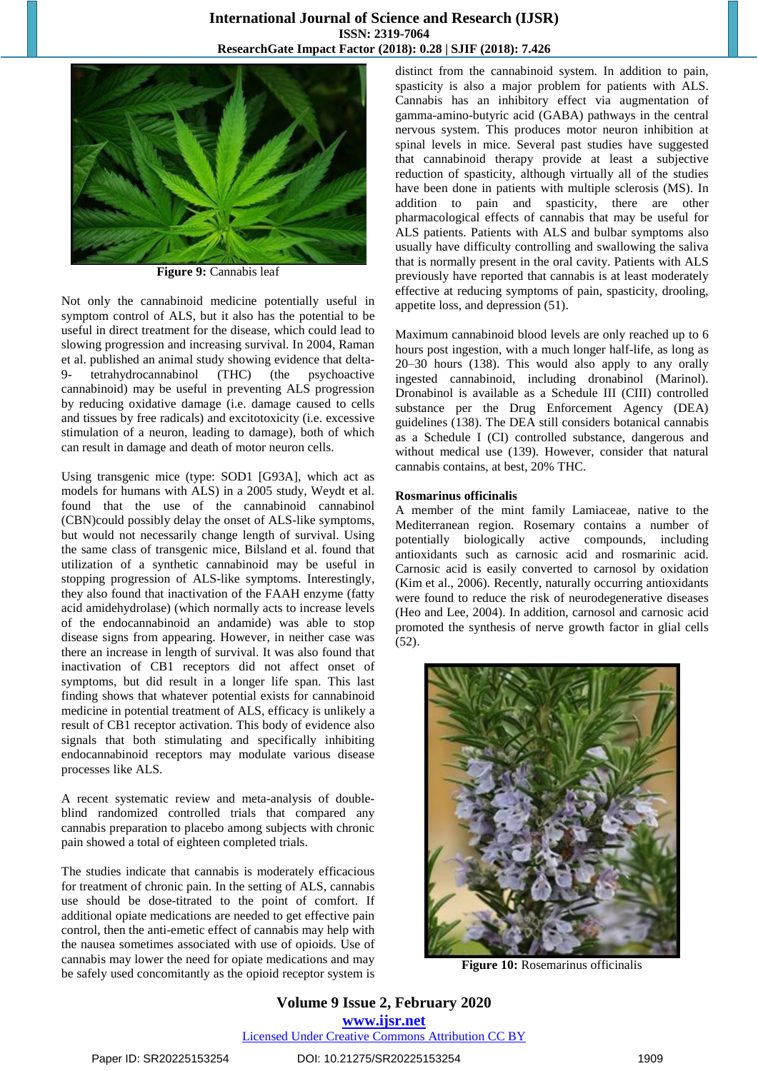Figure 9: Cannabis leaf

Not only the cannabinoid medicine potentially useful in symptom control of ALS, but it also has the potential to be useful in direct treatment for the disease, which could lead to slowing progression and increasing survival. In 2004, Raman et al. published an animal study showing evidence that delta-9- tetrahydrocannabinol (THC) (the psychoactive cannabinoid) may be useful in preventing ALS progression by reducing oxidative damage (i.e. damage caused to cells and tissues by free radicals) and excitotoxicity (i.e. excessive stimulation of a neuron, leading to damage), both of which can result in damage and death of motor neuron cells.

Using transgenic mice (type: SOD1 [G93A], which act as models for humans with ALS) in a 2005 study, Weydt et al. found that the use of the cannabinoid cannabinol (CBN)could possibly delay the onset of ALS-like symptoms, but would not necessarily change length of survival. Using the same class of transgenic mice, Bilsland et al. found that utilization of a synthetic cannabinoid may be useful in stopping progression of ALS-like symptoms. Interestingly, they also found that inactivation of the FAAH enzyme (fatty acid amidehydrolase) (which normally acts to increase levels of the endocannabinoid an andamide) was able to stop disease signs from appearing. However, in neither case was there an increase in length of survival. It was also found that inactivation of CB1 receptors did not affect onset of symptoms, but did result in a longer life span. This last finding shows that whatever potential exists for cannabinoid medicine in potential treatment of ALS, efficacy is unlikely a result of CB1 receptor activation. This body of evidence also signals that both stimulating and specifically inhibiting endocannabinoid receptors may modulate various disease processes like ALS.

A recent systematic review and meta-analysis of double-blind randomized controlled trials that compared any cannabis preparation to placebo among subjects with chronic pain showed a total of eighteen completed trials.

The studies indicate that cannabis is moderately efficacious for treatment of chronic pain. In the setting of ALS, cannabis use should be dose-titrated to the point of comfort. If additional opiate medications are needed to get effective pain control, then the anti-emetic effect of cannabis may help with the nausea sometimes associated with use of opioids. Use of cannabis may lower the need for opiate medications and may be safely used concomitantly as the opioid receptor system is distinct from the cannabinoid system. In addition to pain, spasticity is also a major problem for patients with ALS. Cannabis has an inhibitory effect via augmentation of gamma-amino-butyric acid (GABA) pathways in the central nervous system. This produces motor neuron inhibition at spinal levels in mice. Several past studies have suggested that cannabinoid therapy provide at least a subjective reduction of spasticity, although virtually all of the studies have been done in patients with multiple sclerosis (MS). In addition to pain and spasticity, there are other pharmacological effects of cannabis that may be useful for ALS patients. Patients with ALS and bulbar symptoms also usually have difficulty controlling and swallowing the saliva that is normally present in the oral cavity. Patients with ALS previously have reported that cannabis is at least moderately effective at reducing symptoms of pain, spasticity, drooling, appetite loss, and depression (51).

Maximum cannabinoid blood levels are only reached up to 6 hours post ingestion, with a much longer half-life, as long as 20–30 hours (138). This would also apply to any orally ingested cannabinoid, including dronabinol (Marinol). Dronabinol is available as a Schedule III (CIII) controlled substance per the Drug Enforcement Agency (DEA) guidelines (138). The DEA still considers botanical cannabis as a Schedule I (CI) controlled substance, dangerous and without medical use (139). However, consider that natural cannabis contains, at best, 20% THC.

**Rosmarinus officinalis**

A member of the mint family Lamiaceae, native to the Mediterranean region. Rosemary contains a number of potentially biologically active compounds, including antioxidants such as carnosic acid and rosmarinic acid. Carnosic acid is easily converted to carnosol by oxidation (Kim et al., 2006). Recently, naturally occurring antioxidants were found to reduce the risk of neurodegenerative diseases (Heo and Lee, 2004). In addition, carnosol and carnosic acid promoted the synthesis of nerve growth factor in glial cells (52).

Figure 10: Rosemarinus officinalis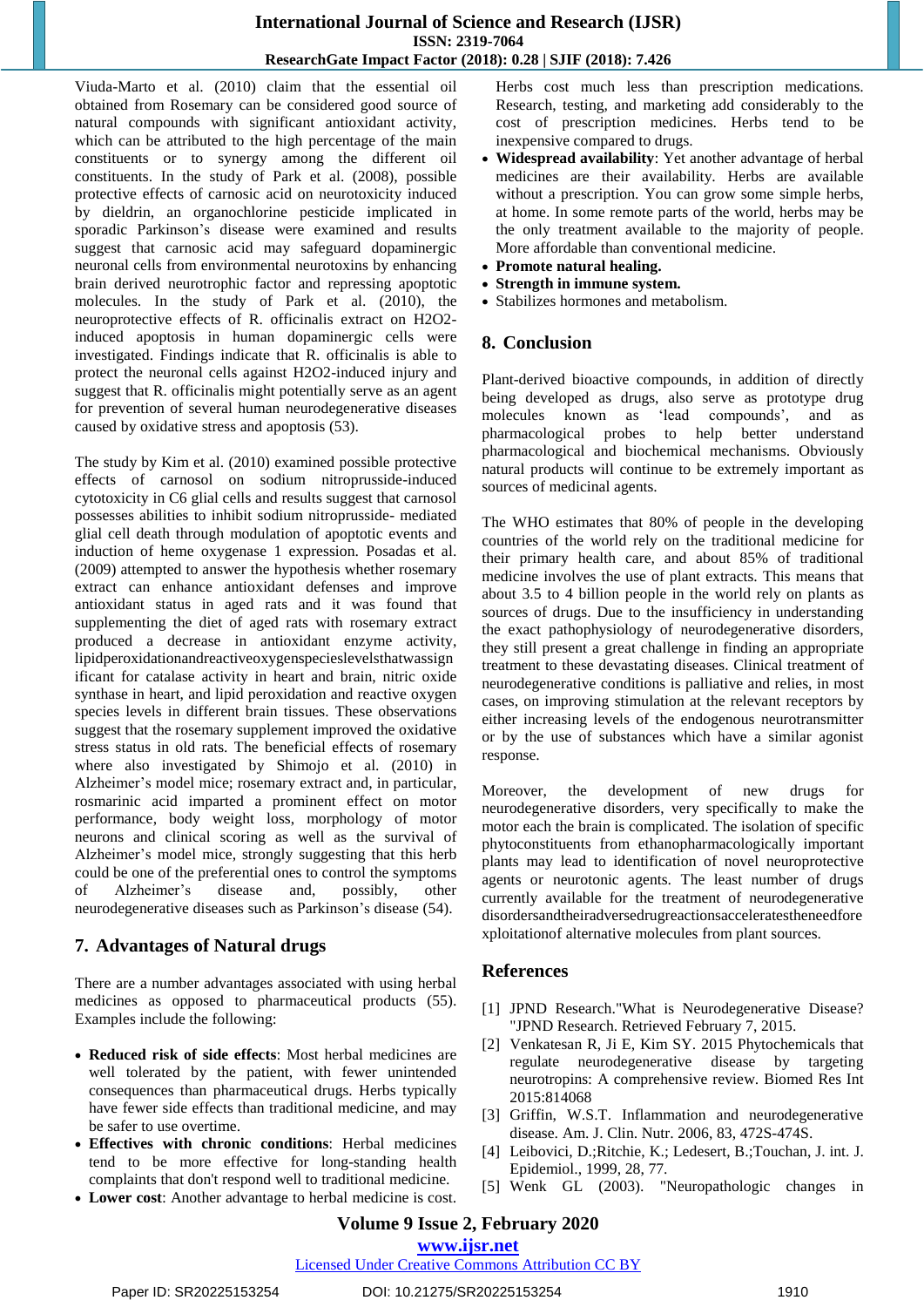Viuda-Marto et al. (2010) claim that the essential oil obtained from Rosemary can be considered good source of natural compounds with significant antioxidant activity, which can be attributed to the high percentage of the main constituents or to synergy among the different oil constituents. In the study of Park et al. (2008), possible protective effects of carnosic acid on neurotoxicity induced by dieldrin, an organochlorine pesticide implicated in sporadic Parkinson's disease were examined and results suggest that carnosic acid may safeguard dopaminergic neuronal cells from environmental neurotoxins by enhancing brain derived neurotrophic factor and repressing apoptotic molecules. In the study of Park et al. (2010), the neuroprotective effects of R. officinalis extract on H2O2-induced apoptosis in human dopaminergic cells were investigated. Findings indicate that R. officinalis is able to protect the neuronal cells against H2O2-induced injury and suggest that R. officinalis might potentially serve as an agent for prevention of several human neurodegenerative diseases caused by oxidative stress and apoptosis (53).

The study by Kim et al. (2010) examined possible protective effects of carnosol on sodium nitroprusside-induced cytotoxicity in C6 glial cells and results suggest that carnosol possesses abilities to inhibit sodium nitroprusside- mediated glial cell death through modulation of apoptotic events and induction of heme oxygenase 1 expression. Posadas et al. (2009) attempted to answer the hypothesis whether rosemary extract can enhance antioxidant defenses and improve antioxidant status in aged rats and it was found that supplementing the diet of aged rats with rosemary extract produced a decrease in antioxidant enzyme activity, lipidperoxidationandreactiveoxygenspecieslevelsthatwassignificant for catalase activity in heart and brain, nitric oxide synthase in heart, and lipid peroxidation and reactive oxygen species levels in different brain tissues. These observations suggest that the rosemary supplement improved the oxidative stress status in old rats. The beneficial effects of rosemary where also investigated by Shimojo et al. (2010) in Alzheimer's model mice; rosemary extract and, in particular, rosmarinic acid imparted a prominent effect on motor performance, body weight loss, morphology of motor neurons and clinical scoring as well as the survival of Alzheimer's model mice, strongly suggesting that this herb could be one of the preferential ones to control the symptoms of Alzheimer's disease and, possibly, other neurodegenerative diseases such as Parkinson's disease (54).

## 7. Advantages of Natural drugs

There are a number advantages associated with using herbal medicines as opposed to pharmaceutical products (55). Examples include the following:

- **Reduced risk of side effects**: Most herbal medicines are well tolerated by the patient, with fewer unintended consequences than pharmaceutical drugs. Herbs typically have fewer side effects than traditional medicine, and may be safer to use overtime.
- **Effectives with chronic conditions**: Herbal medicines tend to be more effective for long-standing health complaints that don't respond well to traditional medicine.
- **Lower cost**: Another advantage to herbal medicine is cost. Herbs cost much less than prescription medications. Research, testing, and marketing add considerably to the cost of prescription medicines. Herbs tend to be inexpensive compared to drugs.
- **Widespread availability**: Yet another advantage of herbal medicines serve as their availability. Herbs are available without a prescription. You can grow some simple herbs, at home. In some remote parts of the world, herbs may be the only treatment available to the majority of people. More affordable than conventional medicine.
- **Promote natural healing.**
- **Strength in immune system.**
- Stabilizes hormones and metabolism.

## 8. Conclusion

Plant-derived bioactive compounds, in addition of directly being developed as drugs, also serve as prototype drug molecules known as 'lead compounds' and as pharmacological probes to help better understand pharmacological and biochemical mechanisms. Obviously natural products will continue to be extremely important as sources of medicinal agents.

The WHO estimates that 80% of people in the developing countries of the world rely on the traditional medicine for their primary health care, and about 85% of traditional medicine involves the use of plant extracts. This means that about 3.5 to 4 billion people in the world rely on plants as sources of drugs. Due to the insufficiency in understanding the exact pathophysiology of neurodegenerative disorders, they still present a great challenge in finding an appropriate treatment to these devastating diseases. Clinical treatment of neurodegenerative conditions is palliative and relies, in most cases, on improving stimulation at the relevant receptors by either increasing levels of the endogenous neurotransmitter or by the use of substances which have a similar agonist response.

Moreover, the development of new drugs for neurodegenerative disorders, very specifically to make the motor each the brain is complicated. The isolation of specific phytoconstituents from ethanopharmacologically important plants may lead to identification of novel neuroprotective agents or neurotonic agents. The least number of drugs currently available for the treatment of neurodegenerative disordersandtheiradversedrugreactionsacceleratestheneedforexploitationof alternative molecules from plant sources.

## References

[1] JPND Research."What is Neurodegenerative Disease? "JPND Research. Retrieved February 7, 2015.

[2] Venkatesan R, Ji E, Kim SY. 2015 Phytochemicals that regulate neurodegenerative disease by targeting neurotropins: A comprehensive review. Biomed Res Int 2015:814068

[3] Griffin, W.S.T. Inflammation and neurodegenerative disease. Am. J. Clin. Nutr. 2006, 83, 472S-474S.

[4] Leibovici, D.;Ritchie, K.; Ledesert, B.;Touchan, J. int. J. Epidemiol., 1999, 28, 77.

[5] Wenk GL (2003). "Neuropathologic changes in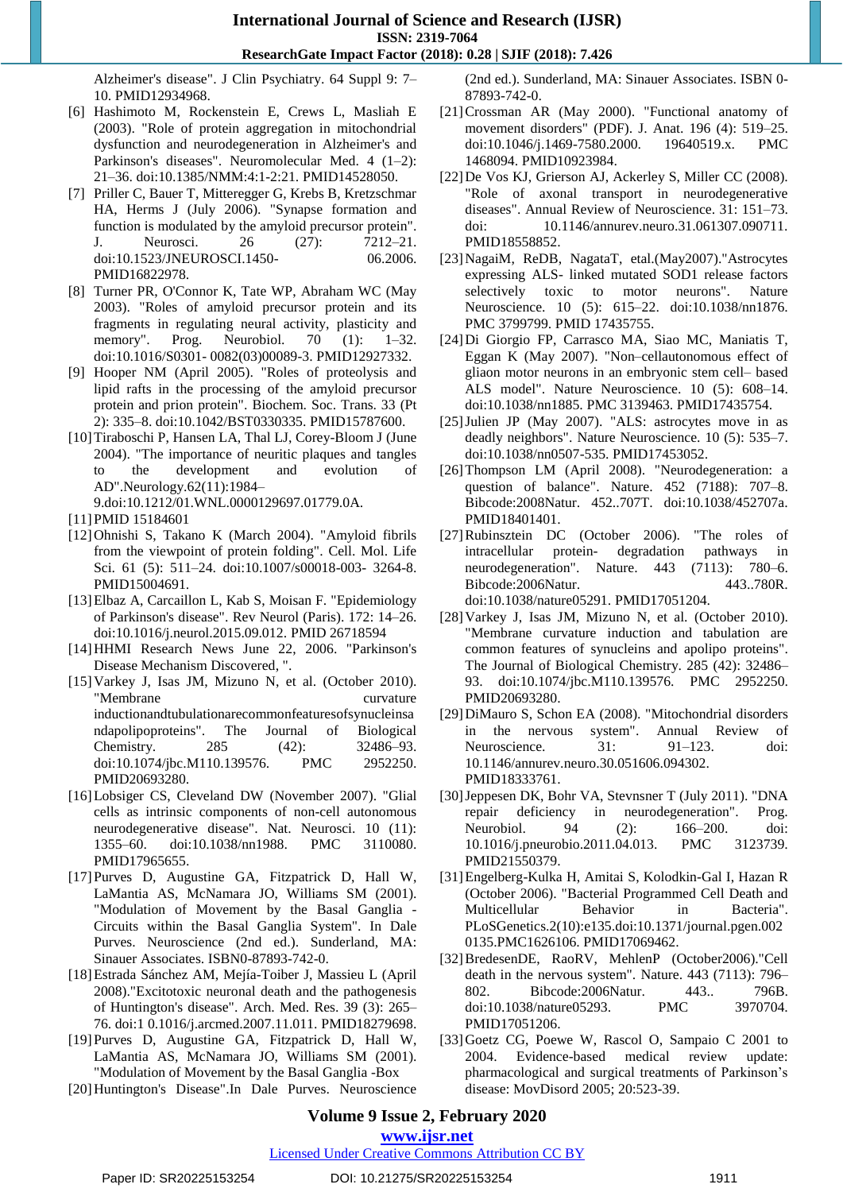Alzheimer's disease". J Clin Psychiatry. 64 Suppl 9: 7–10. PMID12934968.

[6] Hashimoto M, Rockenstein E, Crews L, Masliah E (2003). "Role of protein aggregation in mitochondrial dysfunction and neurodegeneration in Alzheimer's and Parkinson's diseases". Neuromolecular Med. 4 (1–2): 21–36. doi:10.1385/NMM:4:1-2:21. PMID14528050.

[7] Priller C, Bauer T, Mitteregger G, Krebs B, Kretzschmar HA, Herms J (July 2006). "Synapse formation and function is modulated by the amyloid precursor protein". J. Neurosci. 26 (27): 7212–21. doi:10.1523/JNEUROSCI.1450- 06.2006. PMID16822978.

[8] Turner PR, O'Connor K, Tate WP, Abraham WC (May 2003). "Roles of amyloid precursor protein and its fragments in regulating neural activity, plasticity and memory". Prog. Neurobiol. 70 (1): 1–32. doi:10.1016/S0301- 0082(03)00089-3. PMID12927332.

[9] Hooper NM (April 2005). "Roles of proteolysis and lipid rafts in the processing of the amyloid precursor protein and prion protein". Biochem. Soc. Trans. 33 (Pt 2): 335–8. doi:10.1042/BST0330335. PMID15787600.

[10] Tiraboschi P, Hansen LA, Thal LJ, Corey-Bloom J (June 2004). "The importance of neuritic plaques and tangles to the development and evolution of AD".Neurology.62(11):1984–9.doi:10.1212/01.WNL.0000129697.01779.0A.

[11] PMID 15184601

[12] Ohnishi S, Takano K (March 2004). "Amyloid fibrils from the viewpoint of protein folding". Cell. Mol. Life Sci. 61 (5): 511–24. doi:10.1007/s00018-003- 3264-8. PMID15004691.

[13] Elbaz A, Carcaillon L, Kab S, Moisan F. "Epidemiology of Parkinson's disease". Rev Neurol (Paris). 172: 14–26. doi:10.1016/j.neurol.2015.09.012. PMID 26718594

[14] HHMI Research News June 22, 2006. "Parkinson's Disease Mechanism Discovered, ".

[15] Varkey J, Isas JM, Mizuno N, et al. (October 2010). "Membrane curvature inductionandtubulationarecommonfeaturesofsynucleinsandapolipoproteins". The Journal of Biological Chemistry. 285 (42): 32486–93. doi:10.1074/jbc.M110.139576. PMC 2952250. PMID20693280.

[16] Lobsiger CS, Cleveland DW (November 2007). "Glial cells as intrinsic components of non-cell autonomous neurodegenerative disease". Nat. Neurosci. 10 (11): 1355–60. doi:10.1038/nn1988. PMC 3110080. PMID17965655.

[17] Purves D, Augustine GA, Fitzpatrick D, Hall W, LaMantia AS, McNamara JO, Williams SM (2001). "Modulation of Movement by the Basal Ganglia - Circuits within the Basal Ganglia System". In Dale Purves. Neuroscience (2nd ed.). Sunderland, MA: Sinauer Associates. ISBN0-87893-742-0.

[18] Estrada Sánchez AM, Mejía-Toiber J, Massieu L (April 2008)."Excitotoxic neuronal death and the pathogenesis of Huntington's disease". Arch. Med. Res. 39 (3): 265–76. doi:1 0.1016/j.arcmed.2007.11.011. PMID18279698.

[19] Purves D, Augustine GA, Fitzpatrick D, Hall W, LaMantia AS, McNamara JO, Williams SM (2001). "Modulation of Movement by the Basal Ganglia -Box

[20] Huntington's Disease".In Dale Purves. Neuroscience (2nd ed.). Sunderland, MA: Sinauer Associates. ISBN 0-87893-742-0.

[21] Crossman AR (May 2000). "Functional anatomy of movement disorders" (PDF). J. Anat. 196 (4): 519–25. doi:10.1046/j.1469-7580.2000. 19640519.x. PMC 1468094. PMID10923984.

[22] De Vos KJ, Grierson AJ, Ackerley S, Miller CC (2008). "Role of axonal transport in neurodegenerative diseases". Annual Review of Neuroscience. 31: 151–73. doi: 10.1146/annurev.neuro.31.061307.090711. PMID18558852.

[23] NagaiM, ReDB, NagataT, etal.(May2007)."Astrocytes expressing ALS- linked mutated SOD1 release factors selectively toxic to motor neurons". Nature Neuroscience. 10 (5): 615–22. doi:10.1038/nn1876. PMC 3799799. PMID 17435755.

[24] Di Giorgio FP, Carrasco MA, Siao MC, Maniatis T, Eggan K (May 2007). "Non–cellautonomous effect of gliaon motor neurons in an embryonic stem cell– based ALS model". Nature Neuroscience. 10 (5): 608–14. doi:10.1038/nn1885. PMC 3139463. PMID17435754.

[25] Julien JP (May 2007). "ALS: astrocytes move in as deadly neighbors". Nature Neuroscience. 10 (5): 535–7. doi:10.1038/nn0507-535. PMID17453052.

[26] Thompson LM (April 2008). "Neurodegeneration: a question of balance". Nature. 452 (7188): 707–8. Bibcode:2008Natur. 452..707T. doi:10.1038/452707a. PMID18401401.

[27] Rubinsztein DC (October 2006). "The roles of intracellular protein- degradation pathways in neurodegeneration". Nature. 443 (7113): 780–6. Bibcode:2006Natur. 443..780R. doi:10.1038/nature05291. PMID17051204.

[28] Varkey J, Isas JM, Mizuno N, et al. (October 2010). "Membrane curvature induction and tabulation are common features of synucleins and apolipo proteins". The Journal of Biological Chemistry. 285 (42): 32486–93. doi:10.1074/jbc.M110.139576. PMC 2952250. PMID20693280.

[29] DiMauro S, Schon EA (2008). "Mitochondrial disorders in the nervous system". Annual Review of Neuroscience. 31: 91–123. doi: 10.1146/annurev.neuro.30.051606.094302. PMID18333761.

[30] Jeppesen DK, Bohr VA, Stevnsner T (July 2011). "DNA repair deficiency in neurodegeneration". Prog. Neurobiol. 94 (2): 166–200. doi: 10.1016/j.pneurobio.2011.04.013. PMC 3123739. PMID21550379.

[31] Engelberg-Kulka H, Amitai S, Kolodkin-Gal I, Hazan R (October 2006). "Bacterial Programmed Cell Death and Multicellular Behavior in Bacteria". PLoSGenetics.2(10):e135.doi:10.1371/journal.pgen.0020135.PMC1626106. PMID17069462.

[32] BredesenDE, RaoRV, MehlenP (October2006)."Cell death in the nervous system". Nature. 443 (7113): 796–802. Bibcode:2006Natur. 443.. 796B. doi:10.1038/nature05293. PMC 3970704. PMID17051206.

[33] Goetz CG, Poewe W, Rascol O, Sampaio C 2001 to 2004. Evidence-based medical review update: pharmacological and surgical treatments of Parkinson's disease: MovDisord 2005; 20:523-39.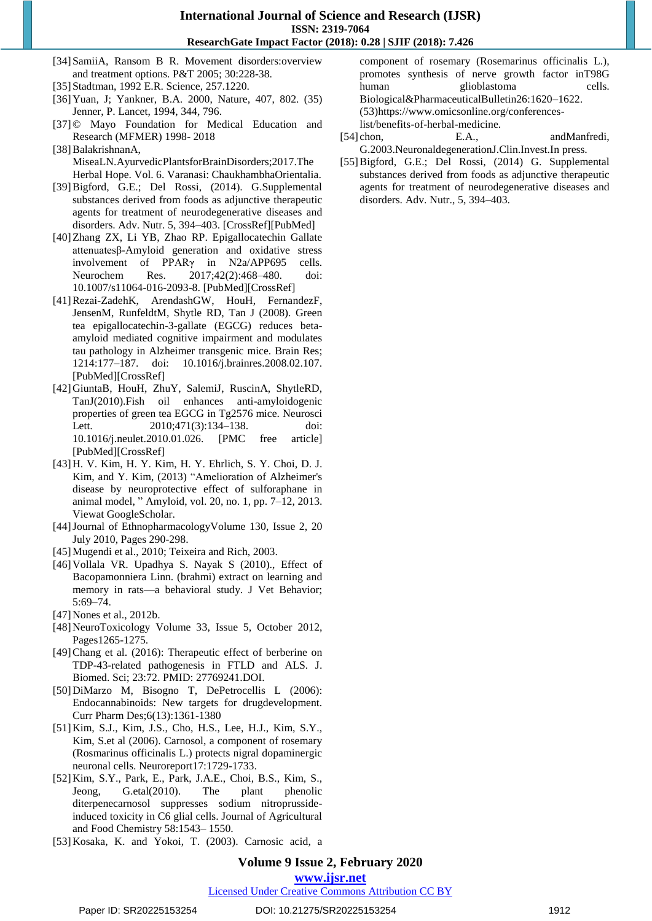[34] SamiiA, Ransom B R. Movement disorders:overview and treatment options. P&T 2005; 30:228-38.

[35] Stadtman, 1992 E.R. Science, 257.1220.

[36] Yuan, J; Yankner, B.A. 2000, Nature, 407, 802. (35) Jenner, P. Lancet, 1994, 344, 796.

[37] © Mayo Foundation for Medical Education and Research (MFMER) 1998- 2018

[38] BalakrishnanA, MiseaLN.AyurvedicPlantsforBrainDisorders;2017.The Herbal Hope. Vol. 6. Varanasi: ChaukhambhaOrientalia.

[39] Bigford, G.E.; Del Rossi, (2014). G.Supplemental substances derived from foods as adjunctive therapeutic agents for treatment of neurodegenerative diseases and disorders. Adv. Nutr. 5, 394–403. [CrossRef][PubMed]

[40] Zhang ZX, Li YB, Zhao RP. Epigallocatechin Gallate attenuatesβ-Amyloid generation and oxidative stress involvement of PPARγ in N2a/APP695 cells. Neurochem Res. 2017;42(2):468–480. doi: 10.1007/s11064-016-2093-8. [PubMed][CrossRef]

[41] Rezai-ZadehK, ArendashGW, HouH, FernandezF, JensenM, RunfeldtM, Shytle RD, Tan J (2008). Green tea epigallocatechin-3-gallate (EGCG) reduces beta-amyloid mediated cognitive impairment and modulates tau pathology in Alzheimer transgenic mice. Brain Res; 1214:177–187. doi: 10.1016/j.brainres.2008.02.107. [PubMed][CrossRef]

[42] GiuntaB, HouH, ZhuY, SalemiJ, RuscinA, ShytleRD, TanJ(2010).Fish oil enhances anti-amyloidogenic properties of green tea EGCG in Tg2576 mice. Neurosci Lett. 2010;471(3):134–138. doi: 10.1016/j.neulet.2010.01.026. [PMC free article][PubMed][CrossRef]

[43] H. V. Kim, H. Y. Kim, H. Y. Ehrlich, S. Y. Choi, D. J. Kim, and Y. Kim, (2013) "Amelioration of Alzheimer's disease by neuroprotective effect of sulforaphane in animal model, " Amyloid, vol. 20, no. 1, pp. 7–12, 2013. Viewat GoogleScholar.

[44] Journal of EthnopharmacologyVolume 130, Issue 2, 20 July 2010, Pages 290-298.

[45] Mugendi et al., 2010; Teixeira and Rich, 2003.

[46] Vollala VR. Upadhya S. Nayak S (2010)., Effect of Bacopamonniera Linn. (brahmi) extract on learning and memory in rats—a behavioral study. J Vet Behavior; 5:69–74.

[47] Nones et al., 2012b.

[48] NeuroToxicology Volume 33, Issue 5, October 2012, Pages1265-1275.

[49] Chang et al. (2016): Therapeutic effect of berberine on TDP-43-related pathogenesis in FTLD and ALS. J. Biomed. Sci; 23:72. PMID: 27769241.DOI.

[50] DiMarzo M, Bisogno T, DePetrocellis L (2006): Endocannabinoids: New targets for drugdevelopment. Curr Pharm Des;6(13):1361-1380

[51] Kim, S.J., Kim, J.S., Cho, H.S., Lee, H.J., Kim, S.Y., Kim, S.et al (2006). Carnosol, a component of rosemary (Rosmarinus officinalis L.) protects nigral dopaminergic neuronal cells. Neuroreport17:1729-1733.

[52] Kim, S.Y., Park, E., Park, J.A.E., Choi, B.S., Kim, S., Jeong, G.etal(2010). The plant phenolic diterpenecarnosol suppresses sodium nitroprusside-induced toxicity in C6 glial cells. Journal of Agricultural and Food Chemistry 58:1543– 1550.

[53] Kosaka, K. and Yokoi, T. (2003). Carnosic acid, a component of rosemary (Rosemarinus officinalis L.), promotes synthesis of nerve growth factor inT98G human glioblastoma cells. Biological&PharmaceuticalBulletin26:1620–1622. (53)https://www.omicsonline.org/conferences-list/benefits-of-herbal-medicine.

[54] chon, E.A., andManfredi, G.2003.NeuronaldegenerationJ.Clin.Invest.In press.

[55] Bigford, G.E.; Del Rossi, (2014) G. Supplemental substances derived from foods as adjunctive therapeutic agents for treatment of neurodegenerative diseases and disorders. Adv. Nutr., 5, 394–403.